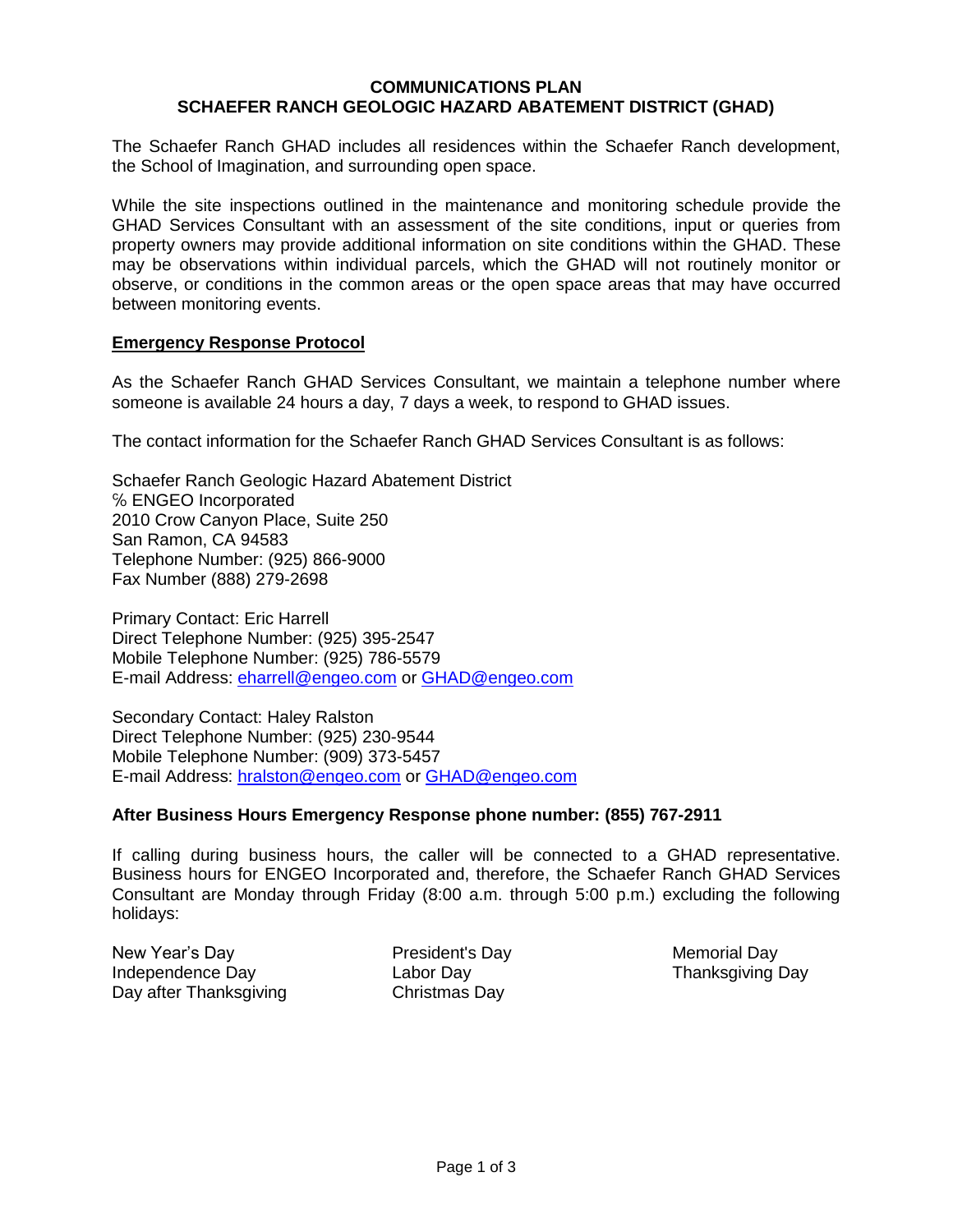**COMMUNICATIONS PLAN**
**SCHAEFER RANCH GEOLOGIC HAZARD ABATEMENT DISTRICT (GHAD)**

The Schaefer Ranch GHAD includes all residences within the Schaefer Ranch development, the School of Imagination, and surrounding open space.

While the site inspections outlined in the maintenance and monitoring schedule provide the GHAD Services Consultant with an assessment of the site conditions, input or queries from property owners may provide additional information on site conditions within the GHAD. These may be observations within individual parcels, which the GHAD will not routinely monitor or observe, or conditions in the common areas or the open space areas that may have occurred between monitoring events.

## Emergency Response Protocol

As the Schaefer Ranch GHAD Services Consultant, we maintain a telephone number where someone is available 24 hours a day, 7 days a week, to respond to GHAD issues.

The contact information for the Schaefer Ranch GHAD Services Consultant is as follows:

Schaefer Ranch Geologic Hazard Abatement District
℅ ENGEO Incorporated
2010 Crow Canyon Place, Suite 250
San Ramon, CA 94583
Telephone Number: (925) 866-9000
Fax Number (888) 279-2698

Primary Contact: Eric Harrell
Direct Telephone Number: (925) 395-2547
Mobile Telephone Number: (925) 786-5579
E-mail Address: eharrell@engeo.com or GHAD@engeo.com

Secondary Contact: Haley Ralston
Direct Telephone Number: (925) 230-9544
Mobile Telephone Number: (909) 373-5457
E-mail Address: hralston@engeo.com or GHAD@engeo.com

**After Business Hours Emergency Response phone number: (855) 767-2911**

If calling during business hours, the caller will be connected to a GHAD representative. Business hours for ENGEO Incorporated and, therefore, the Schaefer Ranch GHAD Services Consultant are Monday through Friday (8:00 a.m. through 5:00 p.m.) excluding the following holidays:

New Year's Day
President's Day
Memorial Day
Independence Day
Labor Day
Thanksgiving Day
Day after Thanksgiving
Christmas Day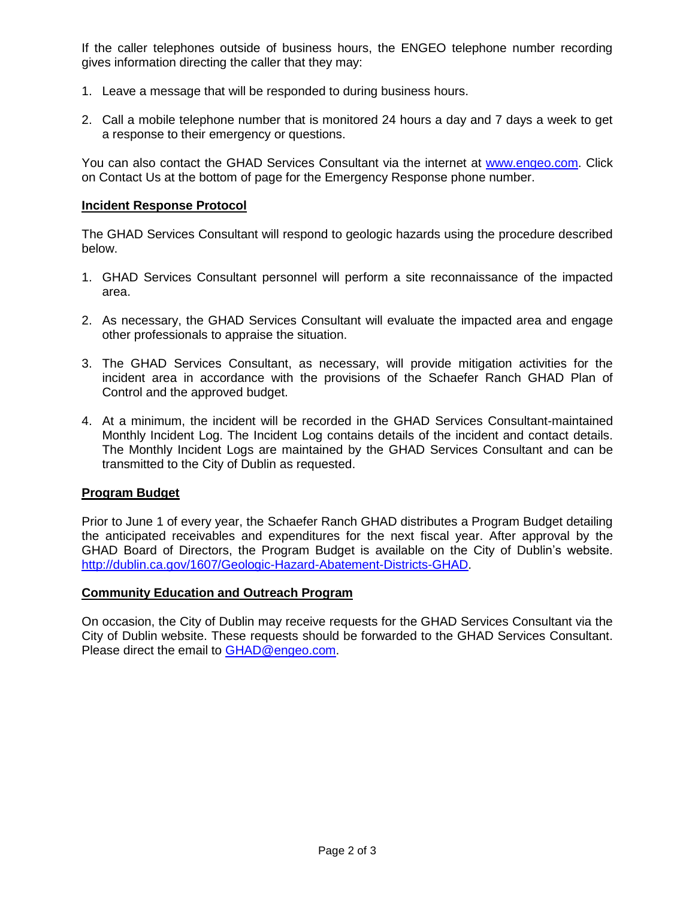If the caller telephones outside of business hours, the ENGEO telephone number recording gives information directing the caller that they may:

1. Leave a message that will be responded to during business hours.

2. Call a mobile telephone number that is monitored 24 hours a day and 7 days a week to get a response to their emergency or questions.

You can also contact the GHAD Services Consultant via the internet at [www.engeo.com](http://www.engeo.com). Click on Contact Us at the bottom of page for the Emergency Response phone number.

**Incident Response Protocol**

The GHAD Services Consultant will respond to geologic hazards using the procedure described below.

1. GHAD Services Consultant personnel will perform a site reconnaissance of the impacted area.

2. As necessary, the GHAD Services Consultant will evaluate the impacted area and engage other professionals to appraise the situation.

3. The GHAD Services Consultant, as necessary, will provide mitigation activities for the incident area in accordance with the provisions of the Schaefer Ranch GHAD Plan of Control and the approved budget.

4. At a minimum, the incident will be recorded in the GHAD Services Consultant-maintained Monthly Incident Log. The Incident Log contains details of the incident and contact details. The Monthly Incident Logs are maintained by the GHAD Services Consultant and can be transmitted to the City of Dublin as requested.

**Program Budget**

Prior to June 1 of every year, the Schaefer Ranch GHAD distributes a Program Budget detailing the anticipated receivables and expenditures for the next fiscal year. After approval by the GHAD Board of Directors, the Program Budget is available on the City of Dublin's website. [http://dublin.ca.gov/1607/Geologic-Hazard-Abatement-Districts-GHAD](http://dublin.ca.gov/1607/Geologic-Hazard-Abatement-Districts-GHAD).

**Community Education and Outreach Program**

On occasion, the City of Dublin may receive requests for the GHAD Services Consultant via the City of Dublin website. These requests should be forwarded to the GHAD Services Consultant. Please direct the email to [GHAD@engeo.com](mailto:GHAD@engeo.com).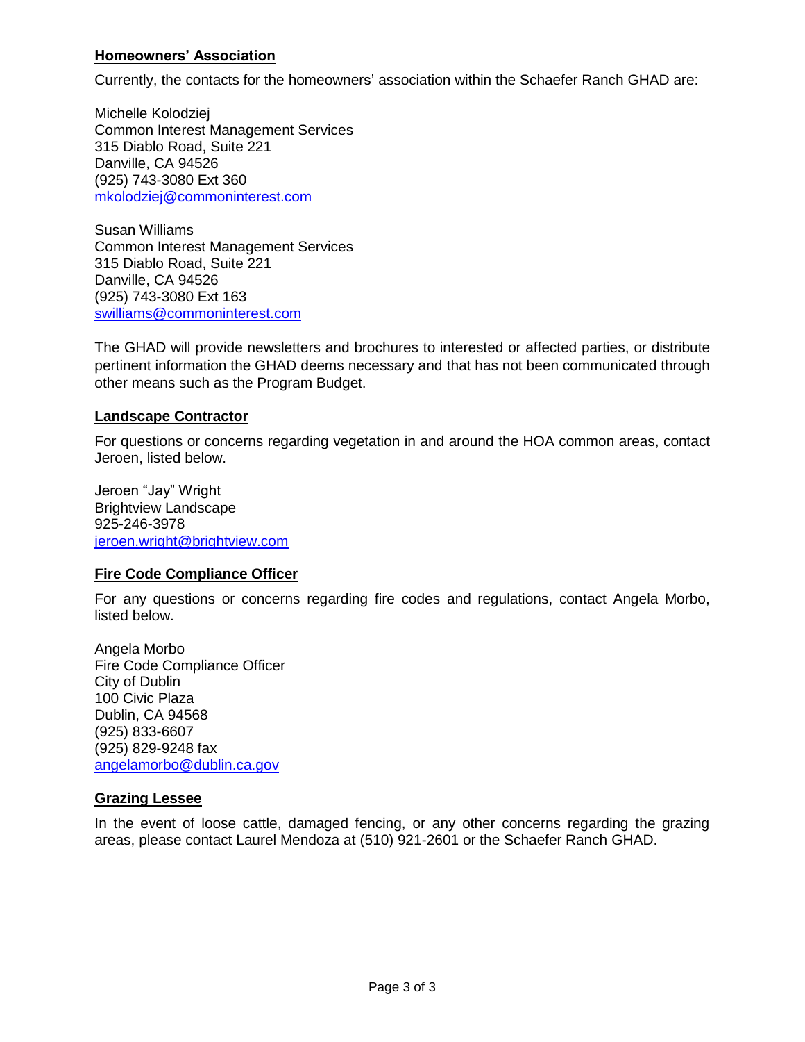**Homeowners' Association**

Currently, the contacts for the homeowners' association within the Schaefer Ranch GHAD are:

Michelle Kolodziej  
Common Interest Management Services  
315 Diablo Road, Suite 221  
Danville, CA 94526  
(925) 743-3080 Ext 360  
mkolodziej@commoninterest.com

Susan Williams  
Common Interest Management Services  
315 Diablo Road, Suite 221  
Danville, CA 94526  
(925) 743-3080 Ext 163  
swilliams@commoninterest.com

The GHAD will provide newsletters and brochures to interested or affected parties, or distribute pertinent information the GHAD deems necessary and that has not been communicated through other means such as the Program Budget.

**Landscape Contractor**

For questions or concerns regarding vegetation in and around the HOA common areas, contact Jeroen, listed below.

Jeroen "Jay" Wright  
Brightview Landscape  
925-246-3978  
jeroen.wright@brightview.com

**Fire Code Compliance Officer**

For any questions or concerns regarding fire codes and regulations, contact Angela Morbo, listed below.

Angela Morbo  
Fire Code Compliance Officer  
City of Dublin  
100 Civic Plaza  
Dublin, CA 94568  
(925) 833-6607  
(925) 829-9248 fax  
angelamorbo@dublin.ca.gov

**Grazing Lessee**

In the event of loose cattle, damaged fencing, or any other concerns regarding the grazing areas, please contact Laurel Mendoza at (510) 921-2601 or the Schaefer Ranch GHAD.